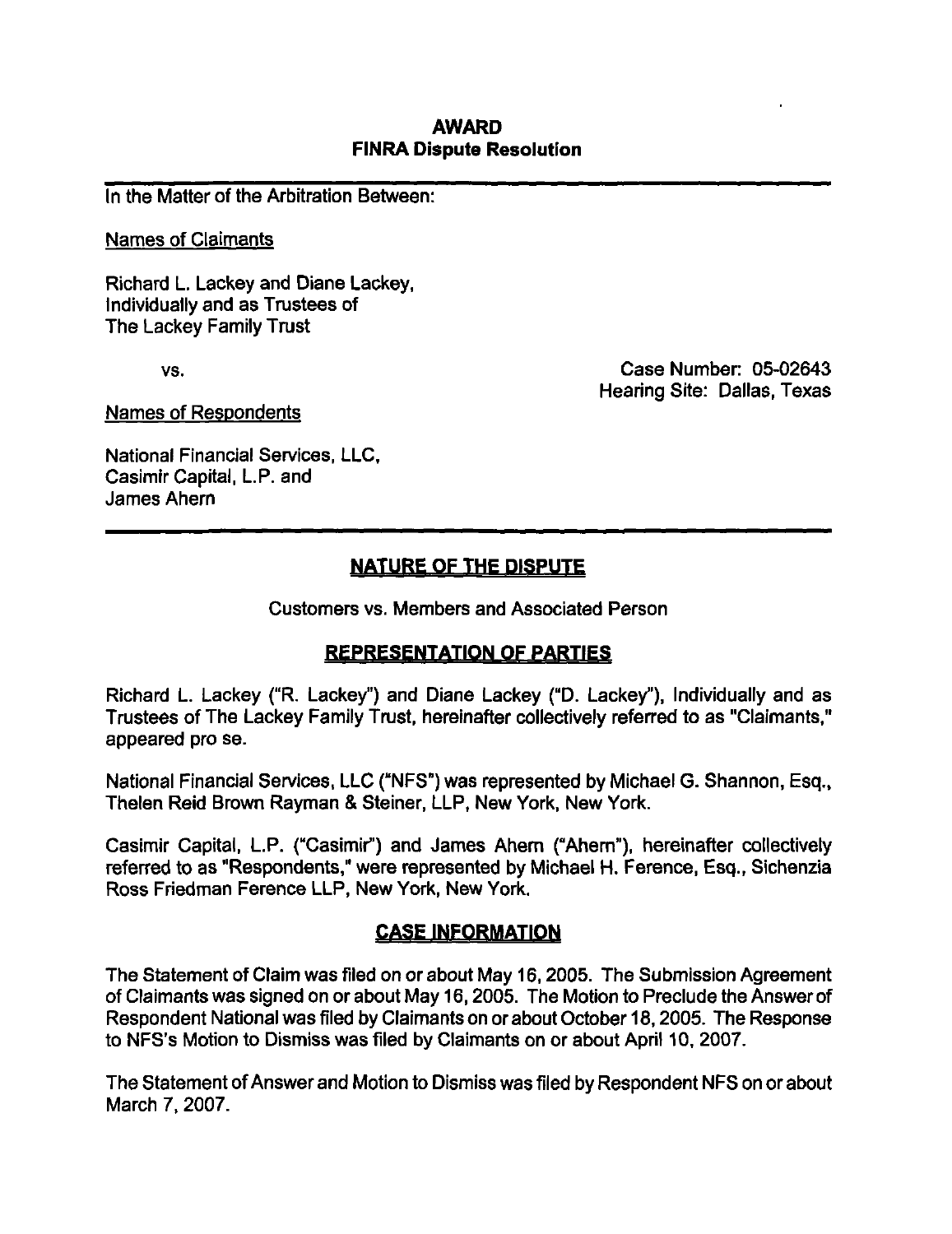# AWARD
## FINRA Dispute Resolution

In the Matter of the Arbitration Between:

Names of Claimants

Richard L. Lackey and Diane Lackey,
Individually and as Trustees of
The Lackey Family Trust

vs.

Case Number: 05-02643
Hearing Site: Dallas, Texas

Names of Respondents

National Financial Services, LLC,
Casimir Capital, L.P. and
James Ahern

## NATURE OF THE DISPUTE

Customers vs. Members and Associated Person

## REPRESENTATION OF PARTIES

Richard L. Lackey ("R. Lackey") and Diane Lackey ("D. Lackey"), Individually and as Trustees of The Lackey Family Trust, hereinafter collectively referred to as "Claimants," appeared pro se.

National Financial Services, LLC ("NFS") was represented by Michael G. Shannon, Esq., Thelen Reid Brown Rayman & Steiner, LLP, New York, New York.

Casimir Capital, L.P. ("Casimir") and James Ahern ("Ahern"), hereinafter collectively referred to as "Respondents," were represented by Michael H. Ference, Esq., Sichenzia Ross Friedman Ference LLP, New York, New York.

## CASE INFORMATION

The Statement of Claim was filed on or about May 16, 2005. The Submission Agreement of Claimants was signed on or about May 16, 2005. The Motion to Preclude the Answer of Respondent National was filed by Claimants on or about October 18, 2005. The Response to NFS's Motion to Dismiss was filed by Claimants on or about April 10, 2007.

The Statement of Answer and Motion to Dismiss was filed by Respondent NFS on or about March 7, 2007.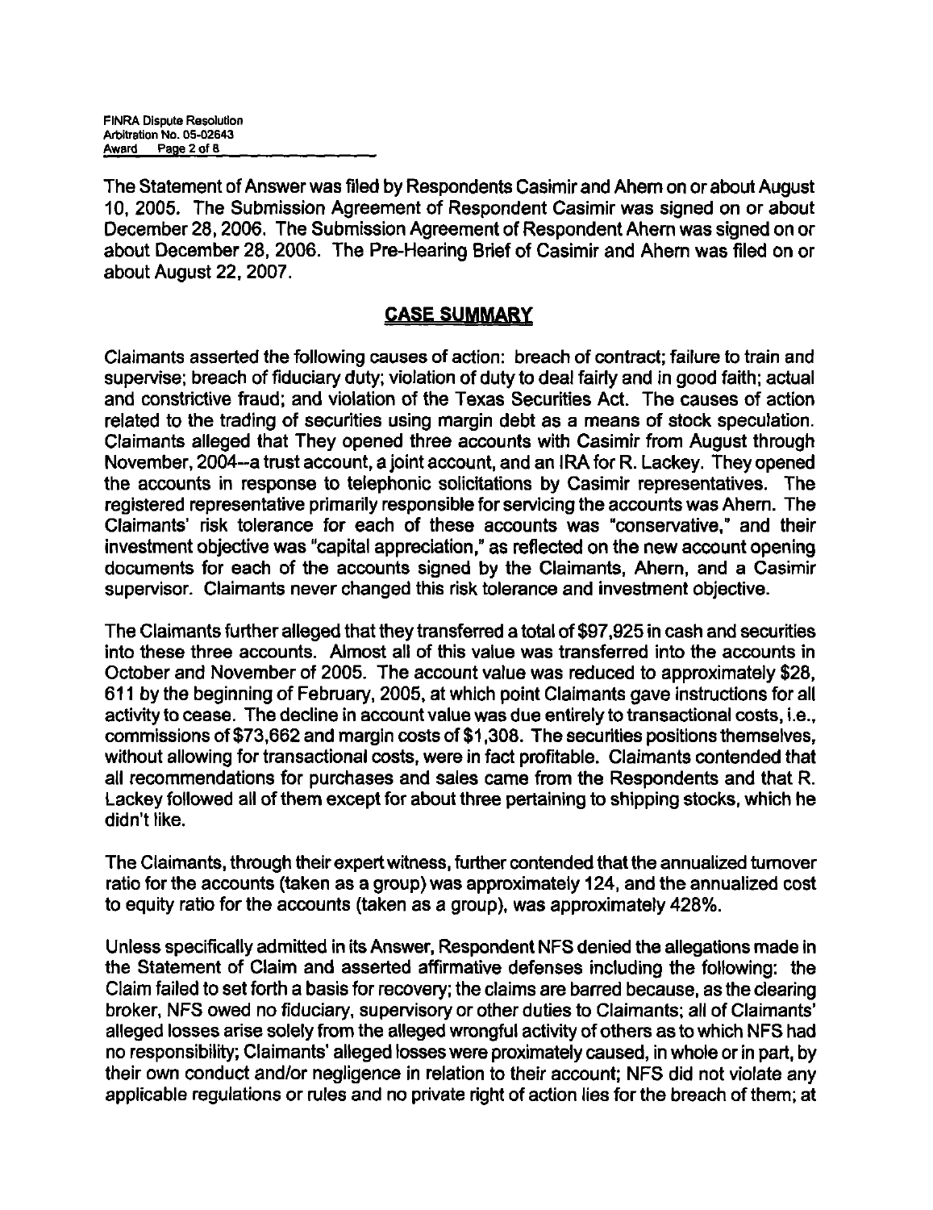The Statement of Answer was filed by Respondents Casimir and Ahern on or about August 10, 2005. The Submission Agreement of Respondent Casimir was signed on or about December 28, 2006. The Submission Agreement of Respondent Ahern was signed on or about December 28, 2006. The Pre-Hearing Brief of Casimir and Ahern was filed on or about August 22, 2007.

## CASE SUMMARY

Claimants asserted the following causes of action: breach of contract; failure to train and supervise; breach of fiduciary duty; violation of duty to deal fairly and in good faith; actual and constrictive fraud; and violation of the Texas Securities Act. The causes of action related to the trading of securities using margin debt as a means of stock speculation. Claimants alleged that They opened three accounts with Casimir from August through November, 2004--a trust account, a joint account, and an IRA for R. Lackey. They opened the accounts in response to telephonic solicitations by Casimir representatives. The registered representative primarily responsible for servicing the accounts was Ahern. The Claimants' risk tolerance for each of these accounts was "conservative," and their investment objective was "capital appreciation," as reflected on the new account opening documents for each of the accounts signed by the Claimants, Ahern, and a Casimir supervisor. Claimants never changed this risk tolerance and investment objective.

The Claimants further alleged that they transferred a total of $97,925 in cash and securities into these three accounts. Almost all of this value was transferred into the accounts in October and November of 2005. The account value was reduced to approximately $28, 611 by the beginning of February, 2005, at which point Claimants gave instructions for all activity to cease. The decline in account value was due entirely to transactional costs, i.e., commissions of $73,662 and margin costs of $1,308. The securities positions themselves, without allowing for transactional costs, were in fact profitable. Claimants contended that all recommendations for purchases and sales came from the Respondents and that R. Lackey followed all of them except for about three pertaining to shipping stocks, which he didn't like.

The Claimants, through their expert witness, further contended that the annualized turnover ratio for the accounts (taken as a group) was approximately 124, and the annualized cost to equity ratio for the accounts (taken as a group), was approximately 428%.

Unless specifically admitted in its Answer, Respondent NFS denied the allegations made in the Statement of Claim and asserted affirmative defenses including the following: the Claim failed to set forth a basis for recovery; the claims are barred because, as the clearing broker, NFS owed no fiduciary, supervisory or other duties to Claimants; all of Claimants' alleged losses arise solely from the alleged wrongful activity of others as to which NFS had no responsibility; Claimants' alleged losses were proximately caused, in whole or in part, by their own conduct and/or negligence in relation to their account; NFS did not violate any applicable regulations or rules and no private right of action lies for the breach of them; at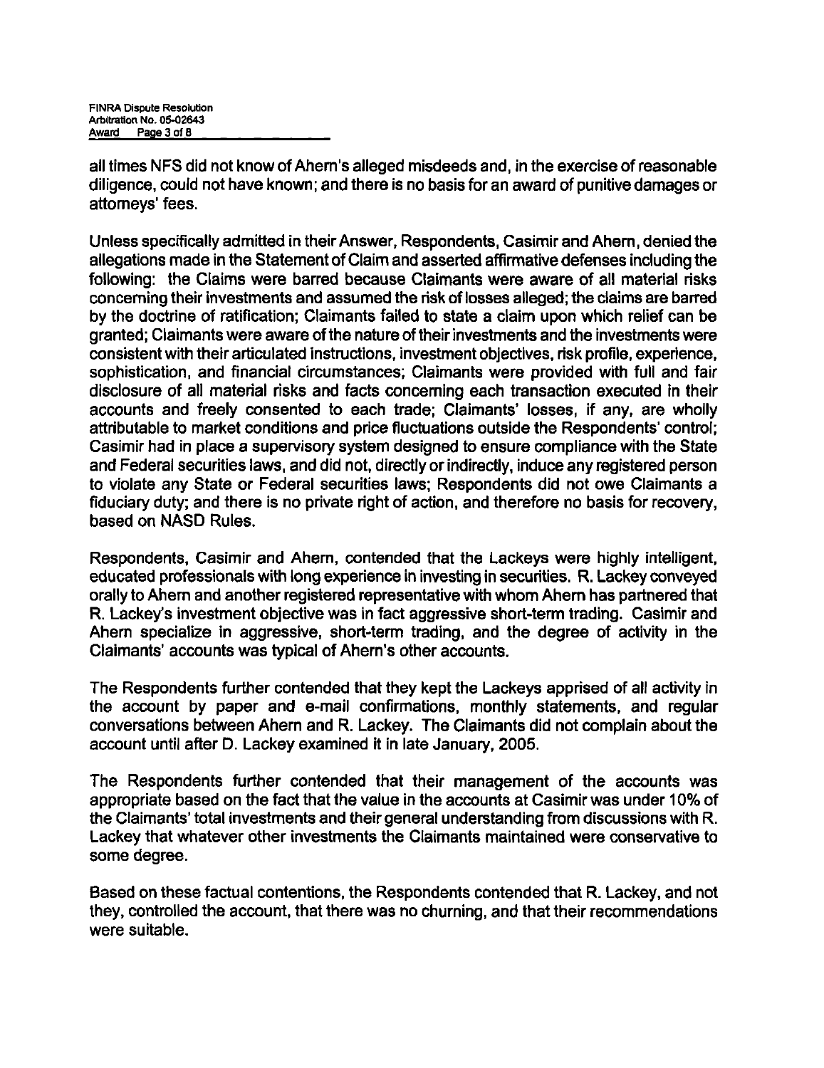all times NFS did not know of Ahern's alleged misdeeds and, in the exercise of reasonable diligence, could not have known; and there is no basis for an award of punitive damages or attorneys' fees.

Unless specifically admitted in their Answer, Respondents, Casimir and Ahern, denied the allegations made in the Statement of Claim and asserted affirmative defenses including the following: the Claims were barred because Claimants were aware of all material risks concerning their investments and assumed the risk of losses alleged; the claims are barred by the doctrine of ratification; Claimants failed to state a claim upon which relief can be granted; Claimants were aware of the nature of their investments and the investments were consistent with their articulated instructions, investment objectives, risk profile, experience, sophistication, and financial circumstances; Claimants were provided with full and fair disclosure of all material risks and facts concerning each transaction executed in their accounts and freely consented to each trade; Claimants' losses, if any, are wholly attributable to market conditions and price fluctuations outside the Respondents' control; Casimir had in place a supervisory system designed to ensure compliance with the State and Federal securities laws, and did not, directly or indirectly, induce any registered person to violate any State or Federal securities laws; Respondents did not owe Claimants a fiduciary duty; and there is no private right of action, and therefore no basis for recovery, based on NASD Rules.

Respondents, Casimir and Ahern, contended that the Lackeys were highly intelligent, educated professionals with long experience in investing in securities. R. Lackey conveyed orally to Ahern and another registered representative with whom Ahern has partnered that R. Lackey's investment objective was in fact aggressive short-term trading. Casimir and Ahern specialize in aggressive, short-term trading, and the degree of activity in the Claimants' accounts was typical of Ahern's other accounts.

The Respondents further contended that they kept the Lackeys apprised of all activity in the account by paper and e-mail confirmations, monthly statements, and regular conversations between Ahern and R. Lackey. The Claimants did not complain about the account until after D. Lackey examined it in late January, 2005.

The Respondents further contended that their management of the accounts was appropriate based on the fact that the value in the accounts at Casimir was under 10% of the Claimants' total investments and their general understanding from discussions with R. Lackey that whatever other investments the Claimants maintained were conservative to some degree.

Based on these factual contentions, the Respondents contended that R. Lackey, and not they, controlled the account, that there was no churning, and that their recommendations were suitable.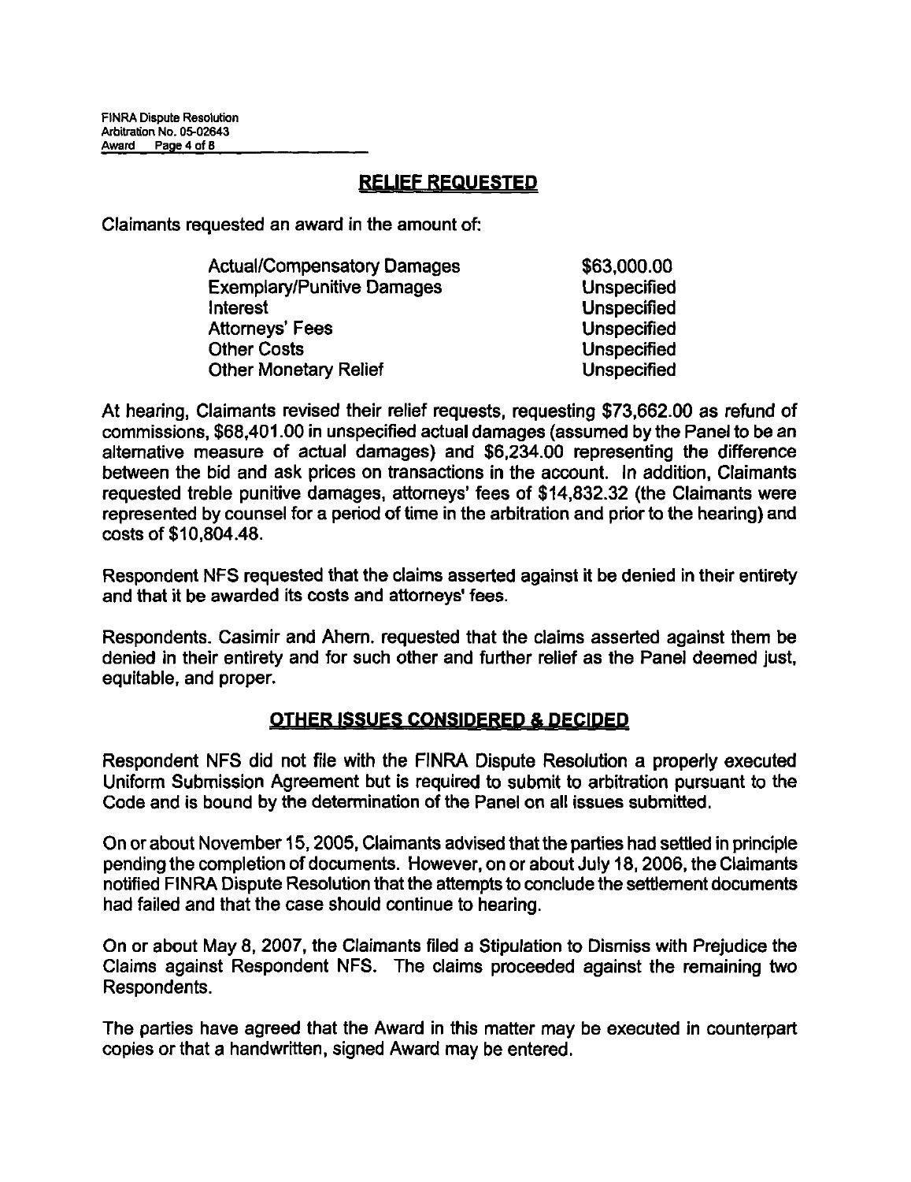## RELIEF REQUESTED

Claimants requested an award in the amount of:

| | |
|---|---|
| Actual/Compensatory Damages | $63,000.00 |
| Exemplary/Punitive Damages | Unspecified |
| Interest | Unspecified |
| Attorneys' Fees | Unspecified |
| Other Costs | Unspecified |
| Other Monetary Relief | Unspecified |

At hearing, Claimants revised their relief requests, requesting $73,662.00 as refund of commissions, $68,401.00 in unspecified actual damages (assumed by the Panel to be an alternative measure of actual damages) and $6,234.00 representing the difference between the bid and ask prices on transactions in the account. In addition, Claimants requested treble punitive damages, attorneys' fees of $14,832.32 (the Claimants were represented by counsel for a period of time in the arbitration and prior to the hearing) and costs of $10,804.48.

Respondent NFS requested that the claims asserted against it be denied in their entirety and that it be awarded its costs and attorneys' fees.

Respondents. Casimir and Ahern. requested that the claims asserted against them be denied in their entirety and for such other and further relief as the Panel deemed just, equitable, and proper.

## OTHER ISSUES CONSIDERED & DECIDED

Respondent NFS did not file with the FINRA Dispute Resolution a properly executed Uniform Submission Agreement but is required to submit to arbitration pursuant to the Code and is bound by the determination of the Panel on all issues submitted.

On or about November 15, 2005, Claimants advised that the parties had settled in principle pending the completion of documents. However, on or about July 18, 2006, the Claimants notified FINRA Dispute Resolution that the attempts to conclude the settlement documents had failed and that the case should continue to hearing.

On or about May 8, 2007, the Claimants filed a Stipulation to Dismiss with Prejudice the Claims against Respondent NFS. The claims proceeded against the remaining two Respondents.

The parties have agreed that the Award in this matter may be executed in counterpart copies or that a handwritten, signed Award may be entered.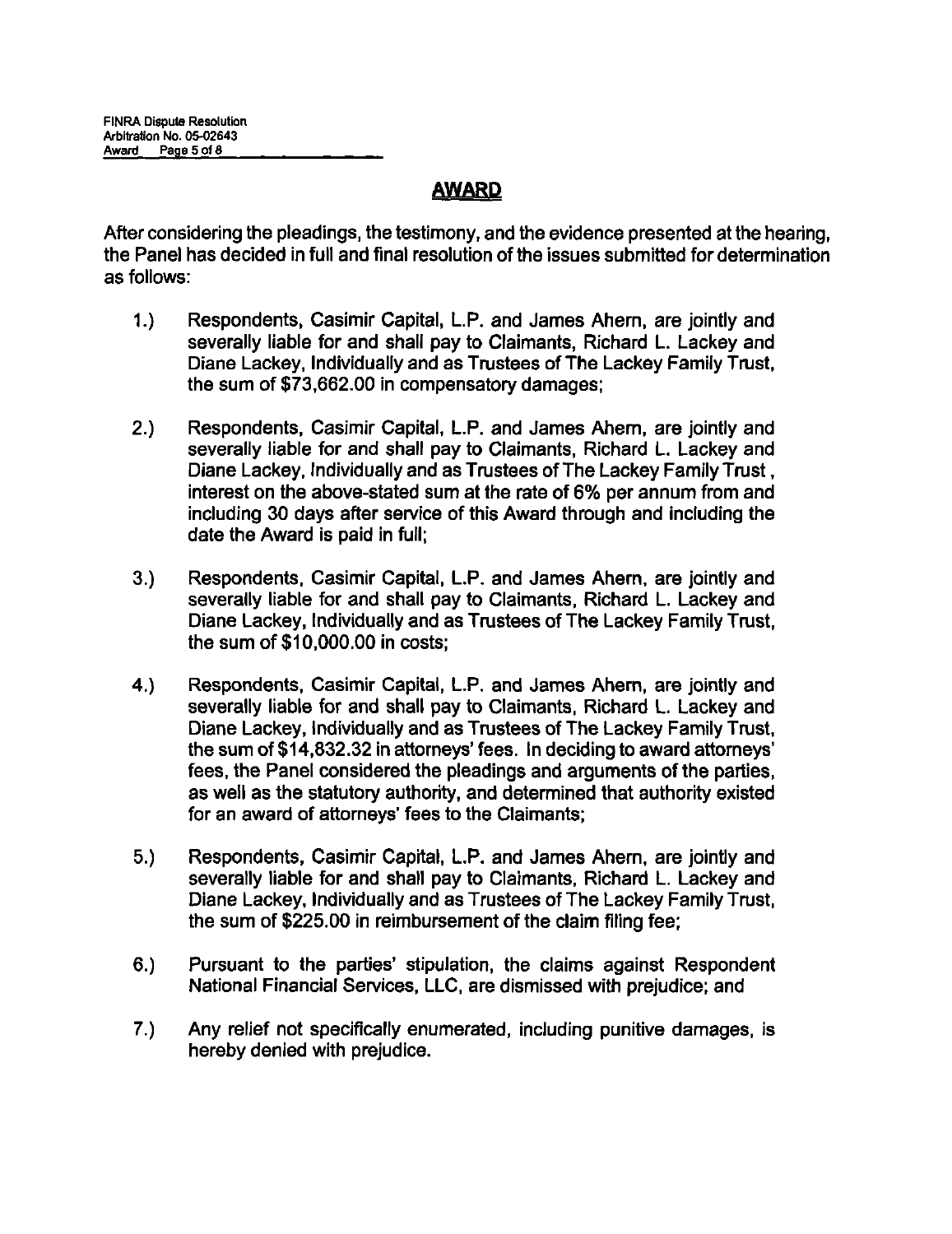## AWARD

After considering the pleadings, the testimony, and the evidence presented at the hearing, the Panel has decided in full and final resolution of the issues submitted for determination as follows:

1.) Respondents, Casimir Capital, L.P. and James Ahern, are jointly and severally liable for and shall pay to Claimants, Richard L. Lackey and Diane Lackey, Individually and as Trustees of The Lackey Family Trust, the sum of $73,662.00 in compensatory damages;

2.) Respondents, Casimir Capital, L.P. and James Ahern, are jointly and severally liable for and shall pay to Claimants, Richard L. Lackey and Diane Lackey, Individually and as Trustees of The Lackey Family Trust, interest on the above-stated sum at the rate of 6% per annum from and including 30 days after service of this Award through and including the date the Award is paid in full;

3.) Respondents, Casimir Capital, L.P. and James Ahern, are jointly and severally liable for and shall pay to Claimants, Richard L. Lackey and Diane Lackey, Individually and as Trustees of The Lackey Family Trust, the sum of $10,000.00 in costs;

4.) Respondents, Casimir Capital, L.P. and James Ahern, are jointly and severally liable for and shall pay to Claimants, Richard L. Lackey and Diane Lackey, Individually and as Trustees of The Lackey Family Trust, the sum of $14,832.32 in attorneys' fees. In deciding to award attorneys' fees, the Panel considered the pleadings and arguments of the parties, as well as the statutory authority, and determined that authority existed for an award of attorneys' fees to the Claimants;

5.) Respondents, Casimir Capital, L.P. and James Ahern, are jointly and severally liable for and shall pay to Claimants, Richard L. Lackey and Diane Lackey, Individually and as Trustees of The Lackey Family Trust, the sum of $225.00 in reimbursement of the claim filing fee;

6.) Pursuant to the parties' stipulation, the claims against Respondent National Financial Services, LLC, are dismissed with prejudice; and

7.) Any relief not specifically enumerated, including punitive damages, is hereby denied with prejudice.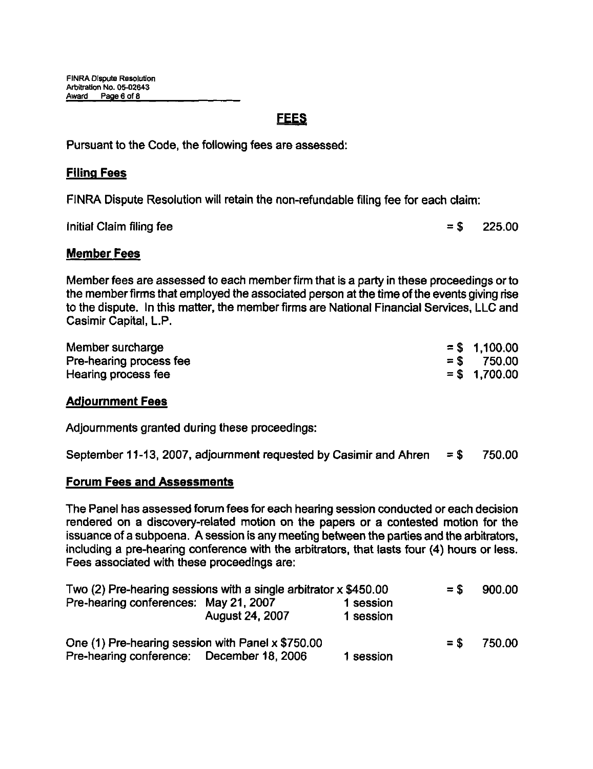## FEES

Pursuant to the Code, the following fees are assessed:

### Filing Fees

FINRA Dispute Resolution will retain the non-refundable filing fee for each claim:

| | |
|---|---|
| Initial Claim filing fee | = $ 225.00 |

### Member Fees

Member fees are assessed to each member firm that is a party in these proceedings or to the member firms that employed the associated person at the time of the events giving rise to the dispute. In this matter, the member firms are National Financial Services, LLC and Casimir Capital, L.P.

| | |
|---|---|
| Member surcharge | = $ 1,100.00 |
| Pre-hearing process fee | = $ 750.00 |
| Hearing process fee | = $ 1,700.00 |

### Adjournment Fees

Adjournments granted during these proceedings:

| | |
|---|---|
| September 11-13, 2007, adjournment requested by Casimir and Ahren | = $ 750.00 |

### Forum Fees and Assessments

The Panel has assessed forum fees for each hearing session conducted or each decision rendered on a discovery-related motion on the papers or a contested motion for the issuance of a subpoena. A session is any meeting between the parties and the arbitrators, including a pre-hearing conference with the arbitrators, that lasts four (4) hours or less. Fees associated with these proceedings are:

| | | | |
|---|---|---|---|
| Two (2) Pre-hearing sessions with a single arbitrator x $450.00 | | | = $ 900.00 |
| Pre-hearing conferences: | May 21, 2007 | 1 session | |
| | August 24, 2007 | 1 session | |
| One (1) Pre-hearing session with Panel x $750.00 | | | = $ 750.00 |
| Pre-hearing conference: | December 18, 2006 | 1 session | |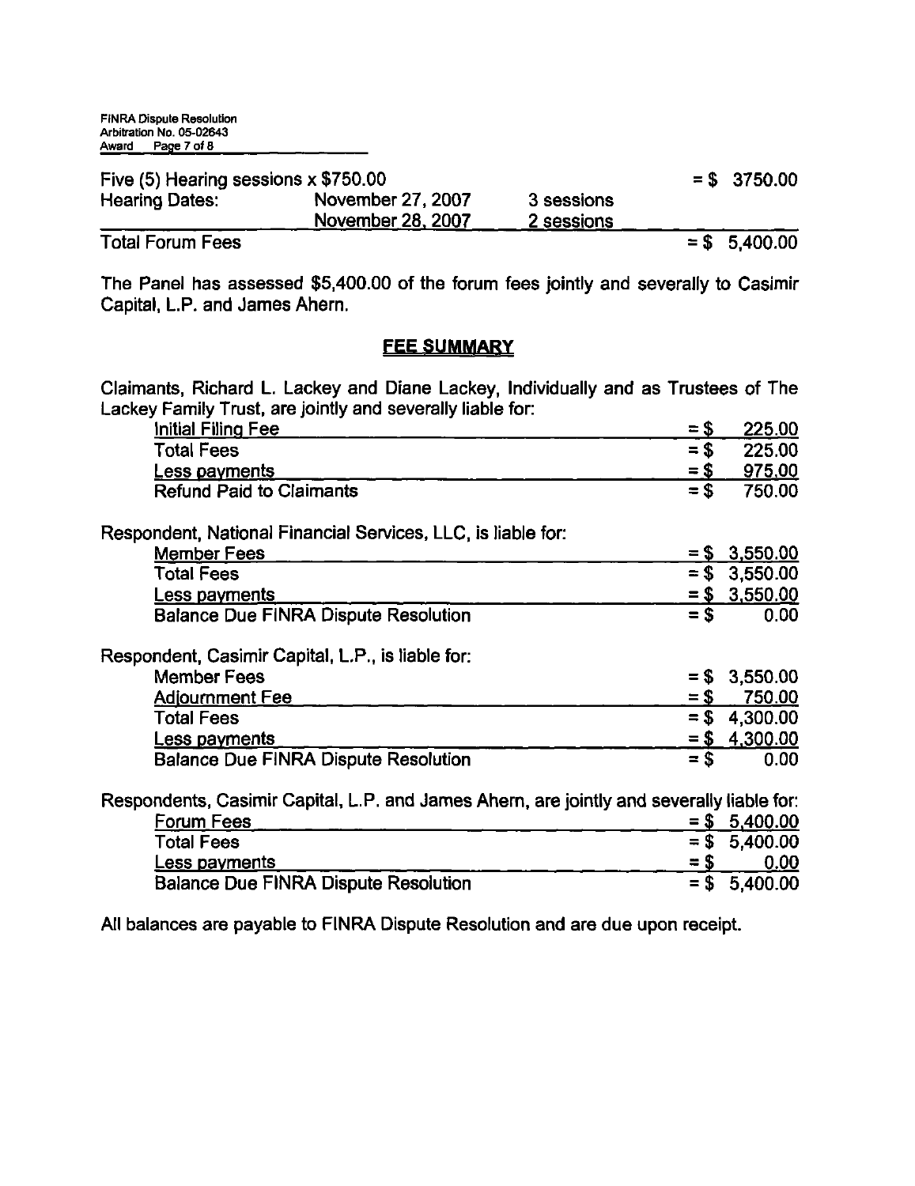| | | | |
|---|---|---|---|
| Five (5) Hearing sessions x $750.00 | | | = $ 3750.00 |
| Hearing Dates: | November 27, 2007 | 3 sessions | |
| | November 28, 2007 | 2 sessions | |
| Total Forum Fees | | | = $ 5,400.00 |

The Panel has assessed $5,400.00 of the forum fees jointly and severally to Casimir Capital, L.P. and James Ahern.

## FEE SUMMARY

Claimants, Richard L. Lackey and Diane Lackey, Individually and as Trustees of The Lackey Family Trust, are jointly and severally liable for:

| | |
|---|---|
| Initial Filing Fee | = $ 225.00 |
| Total Fees | = $ 225.00 |
| Less payments | = $ 975.00 |
| Refund Paid to Claimants | = $ 750.00 |

Respondent, National Financial Services, LLC, is liable for:

| | |
|---|---|
| Member Fees | = $ 3,550.00 |
| Total Fees | = $ 3,550.00 |
| Less payments | = $ 3,550.00 |
| Balance Due FINRA Dispute Resolution | = $ 0.00 |

Respondent, Casimir Capital, L.P., is liable for:

| | |
|---|---|
| Member Fees | = $ 3,550.00 |
| Adjournment Fee | = $ 750.00 |
| Total Fees | = $ 4,300.00 |
| Less payments | = $ 4,300.00 |
| Balance Due FINRA Dispute Resolution | = $ 0.00 |

Respondents, Casimir Capital, L.P. and James Ahern, are jointly and severally liable for:

| | |
|---|---|
| Forum Fees | = $ 5,400.00 |
| Total Fees | = $ 5,400.00 |
| Less payments | = $ 0.00 |
| Balance Due FINRA Dispute Resolution | = $ 5,400.00 |

All balances are payable to FINRA Dispute Resolution and are due upon receipt.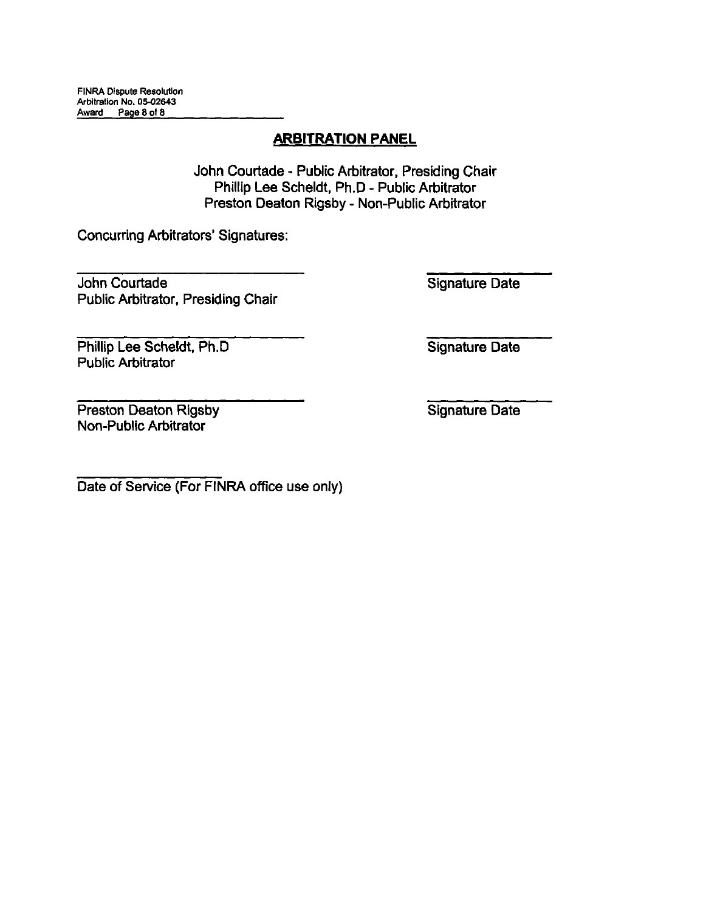## ARBITRATION PANEL

John Courtade - Public Arbitrator, Presiding Chair
Phillip Lee Scheldt, Ph.D - Public Arbitrator
Preston Deaton Rigsby - Non-Public Arbitrator

Concurring Arbitrators' Signatures:

| | |
|---|---|
| John Courtade<br>Public Arbitrator, Presiding Chair | Signature Date |
| Phillip Lee Scheldt, Ph.D<br>Public Arbitrator | Signature Date |
| Preston Deaton Rigsby<br>Non-Public Arbitrator | Signature Date |

Date of Service (For FINRA office use only)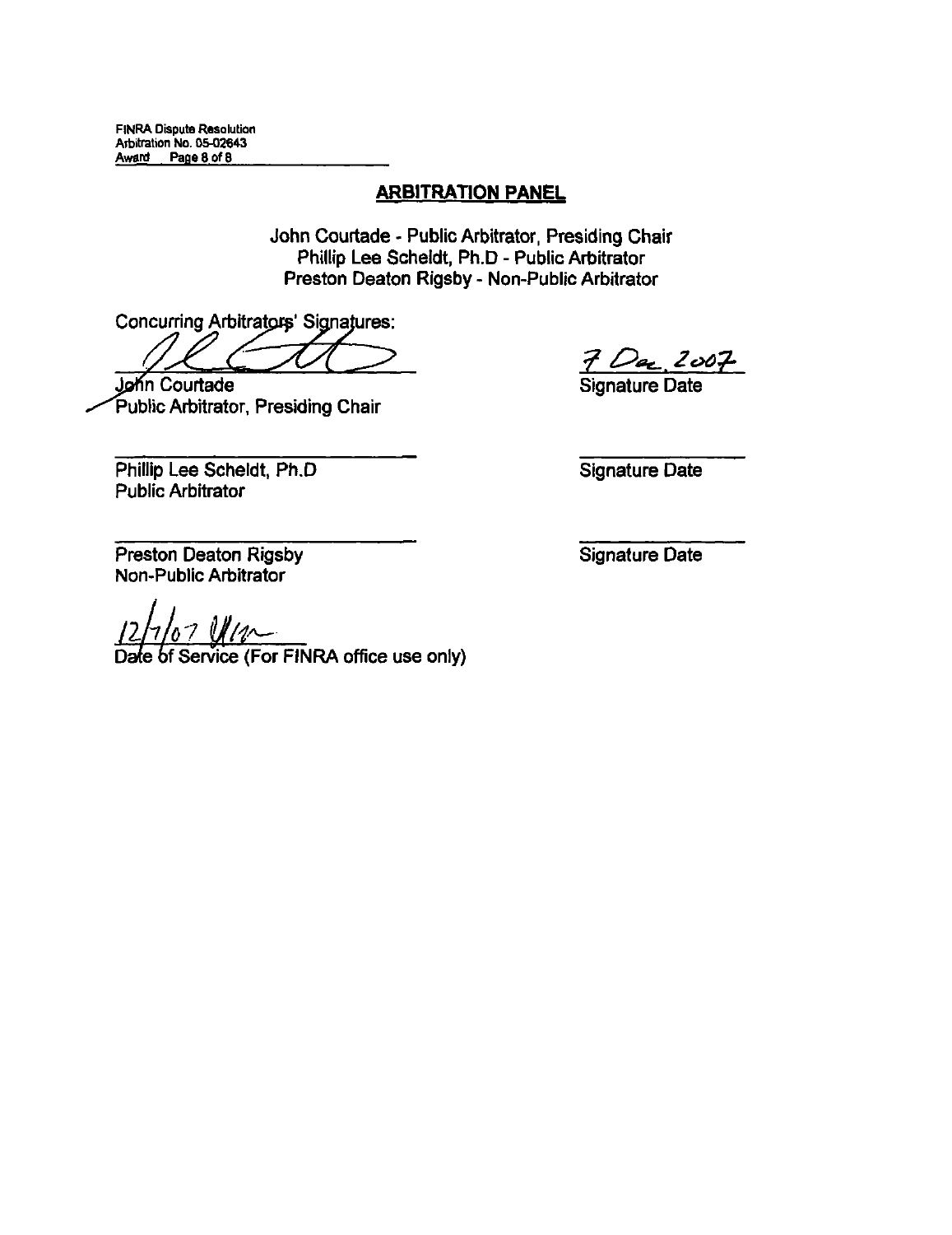## ARBITRATION PANEL

John Courtade - Public Arbitrator, Presiding Chair
Phillip Lee Scheldt, Ph.D - Public Arbitrator
Preston Deaton Rigsby - Non-Public Arbitrator

Concurring Arbitrators' Signatures:

John Courtade
Public Arbitrator, Presiding Chair

7 Dec. 2007
Signature Date

Phillip Lee Scheldt, Ph.D
Public Arbitrator

Signature Date

Preston Deaton Rigsby
Non-Public Arbitrator

Signature Date

12/7/07

Date of Service (For FINRA office use only)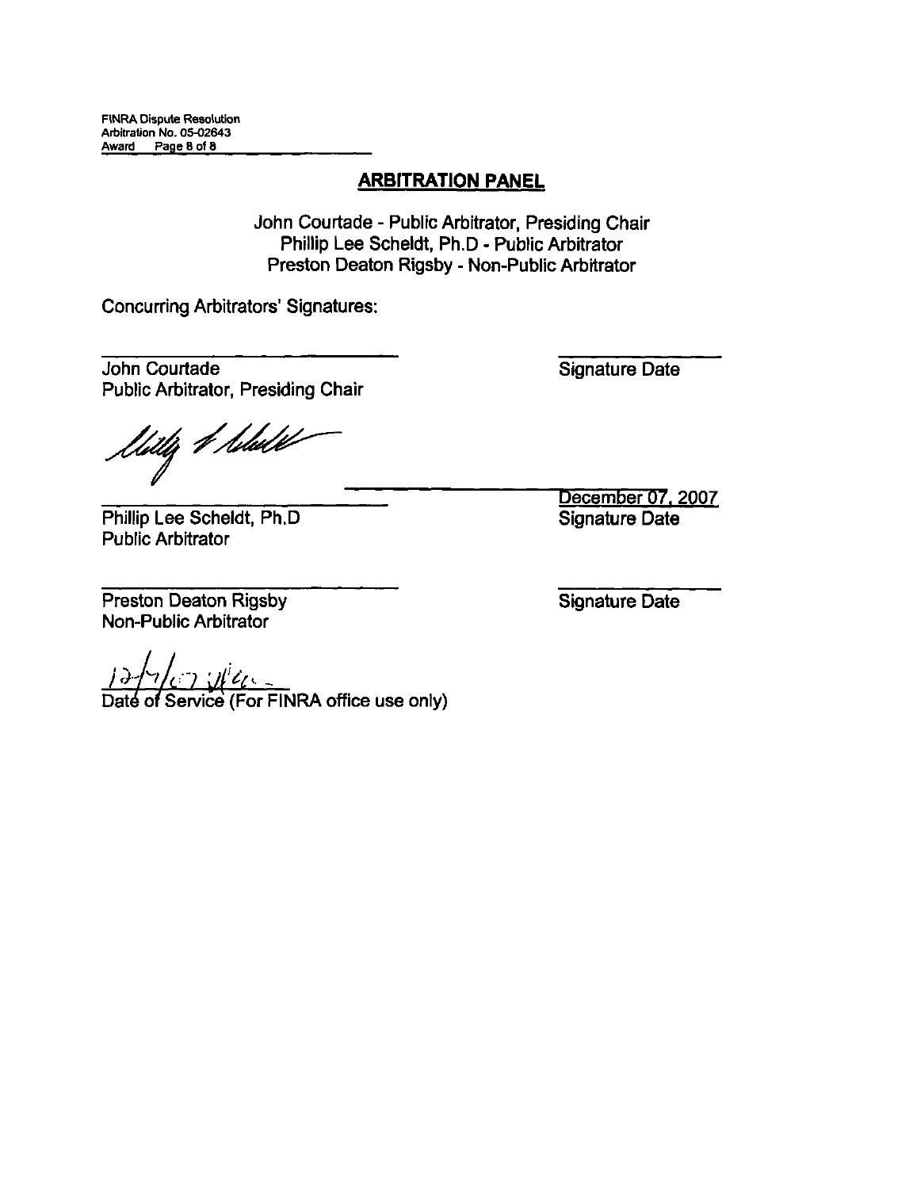## ARBITRATION PANEL

John Courtade - Public Arbitrator, Presiding Chair
Phillip Lee Scheldt, Ph.D - Public Arbitrator
Preston Deaton Rigsby - Non-Public Arbitrator

Concurring Arbitrators' Signatures:

| | |
|---|---|
| John Courtade<br>Public Arbitrator, Presiding Chair | Signature Date |
| Phillip Lee Scheldt, Ph.D<br>Public Arbitrator | December 07, 2007<br>Signature Date |
| Preston Deaton Rigsby<br>Non-Public Arbitrator | Signature Date |

12/7/07

Date of Service (For FINRA office use only)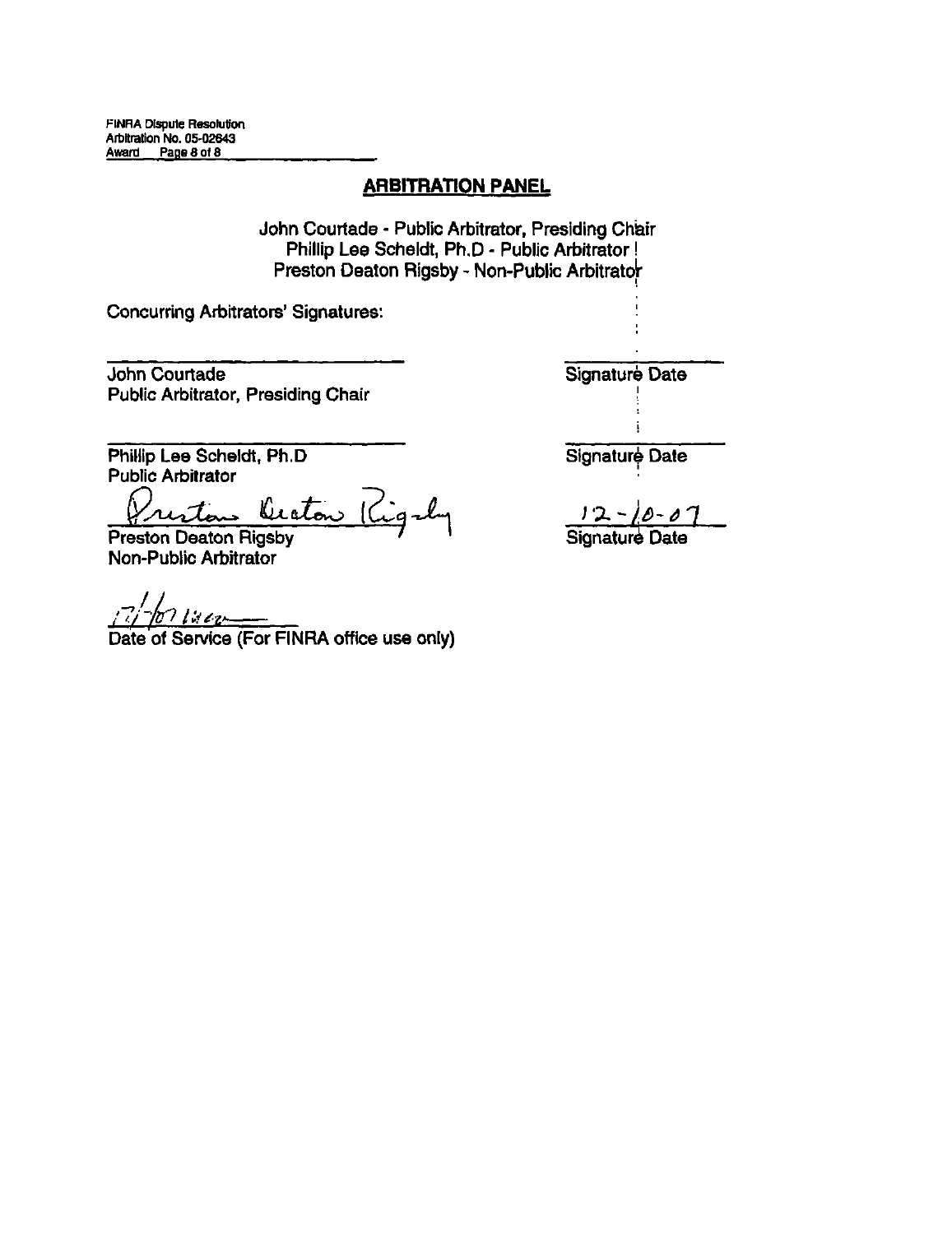FINRA Dispute Resolution
Arbitration No. 05-02643
Award

## ARBITRATION PANEL

John Courtade - Public Arbitrator, Presiding Chair
Phillip Lee Scheldt, Ph.D - Public Arbitrator
Preston Deaton Rigsby - Non-Public Arbitrator

Concurring Arbitrators' Signatures:

| | |
|---|---|
| _________________________ | _____________ |
| John Courtade<br>Public Arbitrator, Presiding Chair | Signature Date |
| _________________________ | _____________ |
| Phillip Lee Scheldt, Ph.D<br>Public Arbitrator | Signature Date |
| Preston Deaton Rigsby | 12-10-07 |
| Preston Deaton Rigsby<br>Non-Public Arbitrator | Signature Date |

12/10/07
Date of Service (For FINRA office use only)